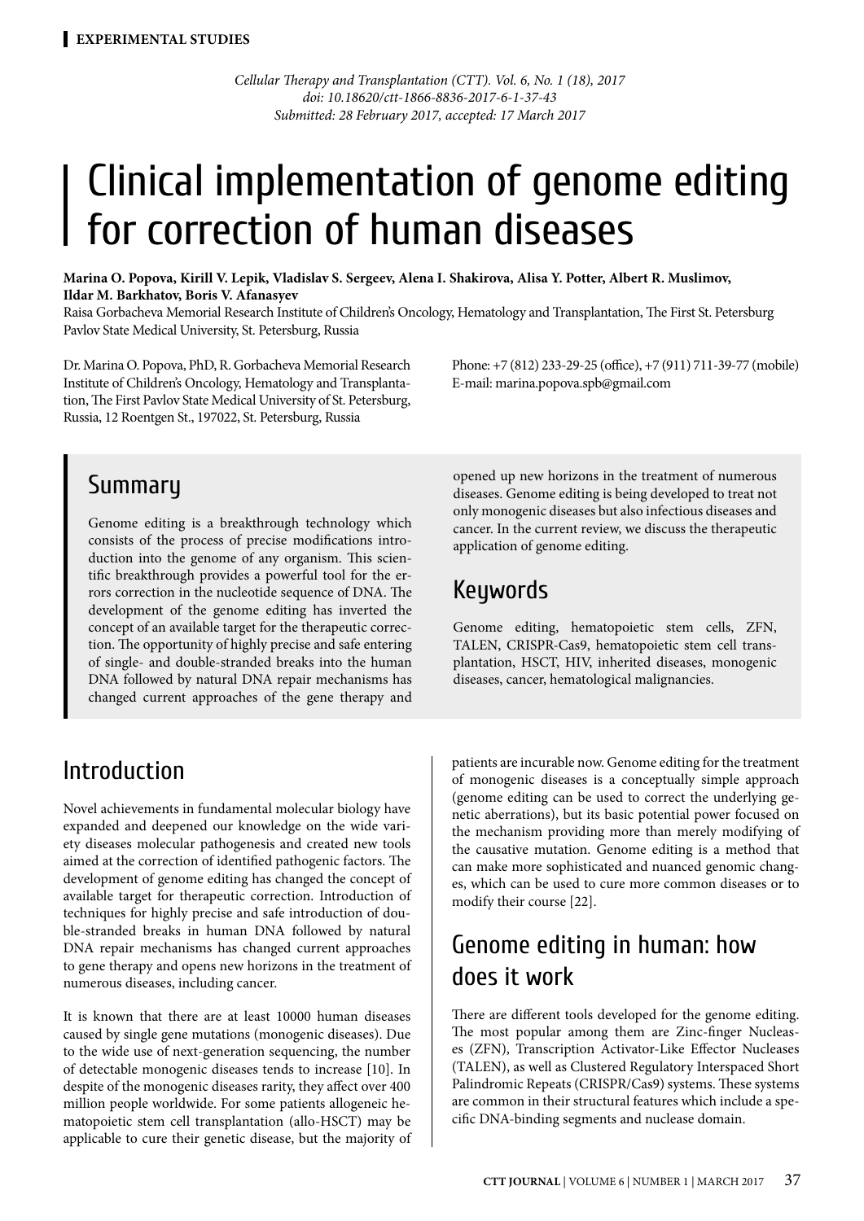EXPERIMENTAL STUDIES

*Cellular Therapy and Transplantation (CTT). Vol. 6, No. 1 (18), 2017*
*doi: 10.18620/ctt-1866-8836-2017-6-1-37-43*
*Submitted: 28 February 2017, accepted: 17 March 2017*

# Clinical implementation of genome editing for correction of human diseases

**Marina O. Popova, Kirill V. Lepik, Vladislav S. Sergeev, Alena I. Shakirova, Alisa Y. Potter, Albert R. Muslimov, Ildar M. Barkhatov, Boris V. Afanasyev**

Raisa Gorbacheva Memorial Research Institute of Children's Oncology, Hematology and Transplantation, The First St. Petersburg Pavlov State Medical University, St. Petersburg, Russia

Dr. Marina O. Popova, PhD, R. Gorbacheva Memorial Research Institute of Children's Oncology, Hematology and Transplantation, The First Pavlov State Medical University of St. Petersburg, Russia, 12 Roentgen St., 197022, St. Petersburg, Russia

Phone: +7 (812) 233-29-25 (office), +7 (911) 711-39-77 (mobile)
E-mail: marina.popova.spb@gmail.com

## Summary

Genome editing is a breakthrough technology which consists of the process of precise modifications introduction into the genome of any organism. This scientific breakthrough provides a powerful tool for the errors correction in the nucleotide sequence of DNA. The development of the genome editing has inverted the concept of an available target for the therapeutic correction. The opportunity of highly precise and safe entering of single- and double-stranded breaks into the human DNA followed by natural DNA repair mechanisms has changed current approaches of the gene therapy and opened up new horizons in the treatment of numerous diseases. Genome editing is being developed to treat not only monogenic diseases but also infectious diseases and cancer. In the current review, we discuss the therapeutic application of genome editing.

## Keywords

Genome editing, hematopoietic stem cells, ZFN, TALEN, CRISPR-Cas9, hematopoietic stem cell transplantation, HSCT, HIV, inherited diseases, monogenic diseases, cancer, hematological malignancies.

## Introduction

Novel achievements in fundamental molecular biology have expanded and deepened our knowledge on the wide variety diseases molecular pathogenesis and created new tools aimed at the correction of identified pathogenic factors. The development of genome editing has changed the concept of available target for therapeutic correction. Introduction of techniques for highly precise and safe introduction of double-stranded breaks in human DNA followed by natural DNA repair mechanisms has changed current approaches to gene therapy and opens new horizons in the treatment of numerous diseases, including cancer.

It is known that there are at least 10000 human diseases caused by single gene mutations (monogenic diseases). Due to the wide use of next-generation sequencing, the number of detectable monogenic diseases tends to increase [10]. In despite of the monogenic diseases rarity, they affect over 400 million people worldwide. For some patients allogeneic hematopoietic stem cell transplantation (allo-HSCT) may be applicable to cure their genetic disease, but the majority of patients are incurable now. Genome editing for the treatment of monogenic diseases is a conceptually simple approach (genome editing can be used to correct the underlying genetic aberrations), but its basic potential power focused on the mechanism providing more than merely modifying of the causative mutation. Genome editing is a method that can make more sophisticated and nuanced genomic changes, which can be used to cure more common diseases or to modify their course [22].

## Genome editing in human: how does it work

There are different tools developed for the genome editing. The most popular among them are Zinc-finger Nucleases (ZFN), Transcription Activator-Like Effector Nucleases (TALEN), as well as Clustered Regulatory Interspaced Short Palindromic Repeats (CRISPR/Cas9) systems. These systems are common in their structural features which include a specific DNA-binding segments and nuclease domain.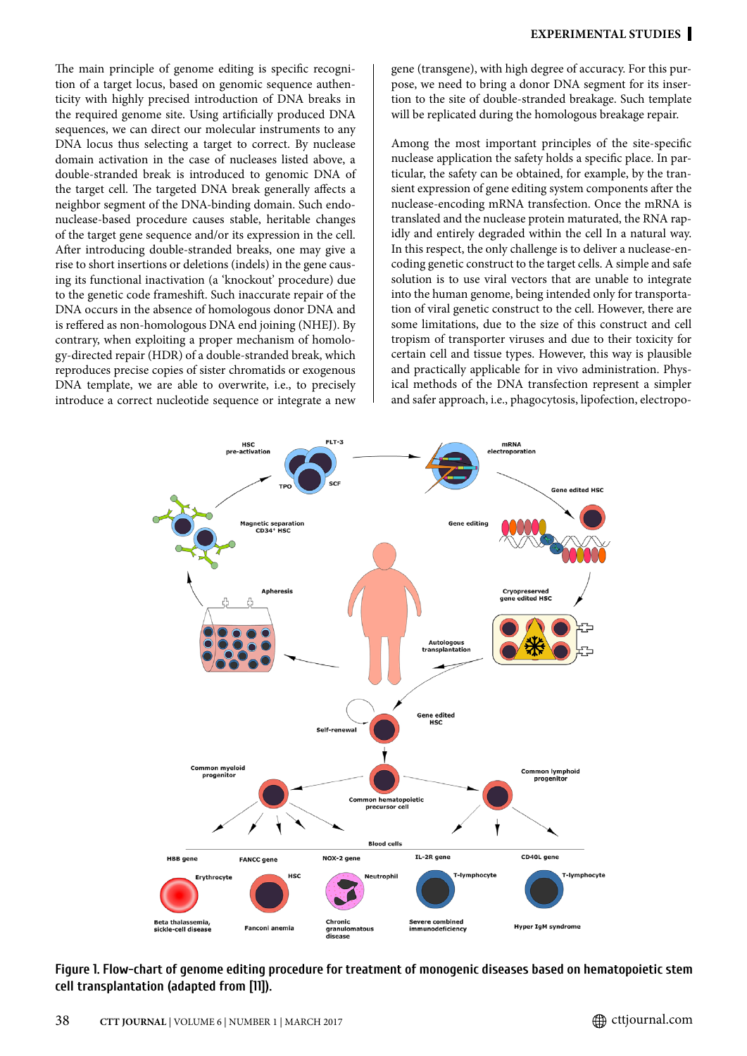The main principle of genome editing is specific recognition of a target locus, based on genomic sequence authenticity with highly precised introduction of DNA breaks in the required genome site. Using artificially produced DNA sequences, we can direct our molecular instruments to any DNA locus thus selecting a target to correct. By nuclease domain activation in the case of nucleases listed above, a double-stranded break is introduced to genomic DNA of the target cell. The targeted DNA break generally affects a neighbor segment of the DNA-binding domain. Such endonuclease-based procedure causes stable, heritable changes of the target gene sequence and/or its expression in the cell. After introducing double-stranded breaks, one may give a rise to short insertions or deletions (indels) in the gene causing its functional inactivation (a 'knockout' procedure) due to the genetic code frameshift. Such inaccurate repair of the DNA occurs in the absence of homologous donor DNA and is reffered as non-homologous DNA end joining (NHEJ). By contrary, when exploiting a proper mechanism of homology-directed repair (HDR) of a double-stranded break, which reproduces precise copies of sister chromatids or exogenous DNA template, we are able to overwrite, i.e., to precisely introduce a correct nucleotide sequence or integrate a new gene (transgene), with high degree of accuracy. For this purpose, we need to bring a donor DNA segment for its insertion to the site of double-stranded breakage. Such template will be replicated during the homologous breakage repair.

Among the most important principles of the site-specific nuclease application the safety holds a specific place. In particular, the safety can be obtained, for example, by the transient expression of gene editing system components after the nuclease-encoding mRNA transfection. Once the mRNA is translated and the nuclease protein maturated, the RNA rapidly and entirely degraded within the cell In a natural way. In this respect, the only challenge is to deliver a nuclease-encoding genetic construct to the target cells. A simple and safe solution is to use viral vectors that are unable to integrate into the human genome, being intended only for transportation of viral genetic construct to the cell. However, there are some limitations, due to the size of this construct and cell tropism of transporter viruses and due to their toxicity for certain cell and tissue types. However, this way is plausible and practically applicable for in vivo administration. Physical methods of the DNA transfection represent a simpler and safer approach, i.e., phagocytosis, lipofection, electropo-

**Figure 1. Flow-chart of genome editing procedure for treatment of monogenic diseases based on hematopoietic stem cell transplantation (adapted from [11]).**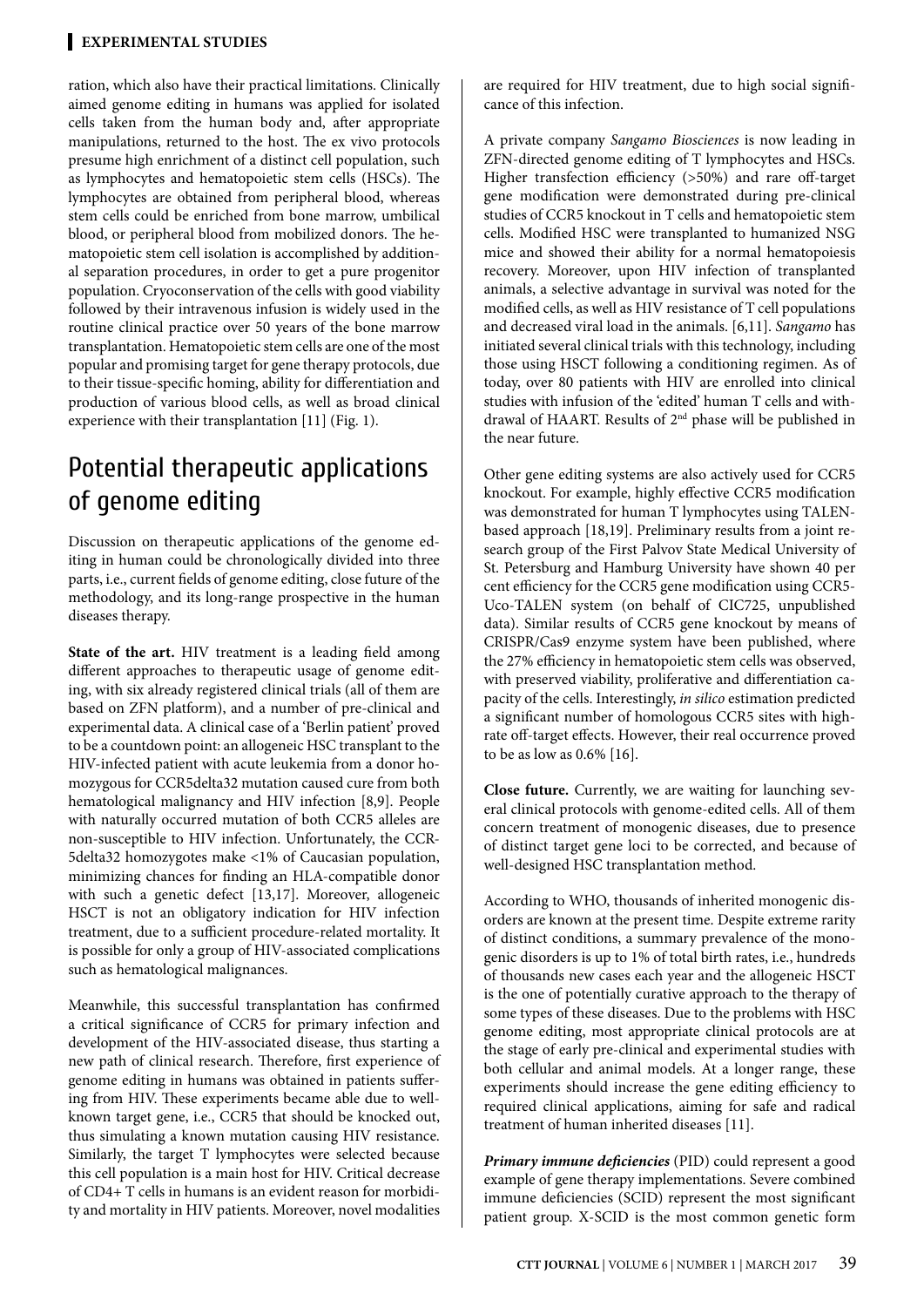ration, which also have their practical limitations. Clinically aimed genome editing in humans was applied for isolated cells taken from the human body and, after appropriate manipulations, returned to the host. The ex vivo protocols presume high enrichment of a distinct cell population, such as lymphocytes and hematopoietic stem cells (HSCs). The lymphocytes are obtained from peripheral blood, whereas stem cells could be enriched from bone marrow, umbilical blood, or peripheral blood from mobilized donors. The hematopoietic stem cell isolation is accomplished by additional separation procedures, in order to get a pure progenitor population. Cryoconservation of the cells with good viability followed by their intravenous infusion is widely used in the routine clinical practice over 50 years of the bone marrow transplantation. Hematopoietic stem cells are one of the most popular and promising target for gene therapy protocols, due to their tissue-specific homing, ability for differentiation and production of various blood cells, as well as broad clinical experience with their transplantation [11] (Fig. 1).

## Potential therapeutic applications of genome editing

Discussion on therapeutic applications of the genome editing in human could be chronologically divided into three parts, i.e., current fields of genome editing, close future of the methodology, and its long-range prospective in the human diseases therapy.

**State of the art.** HIV treatment is a leading field among different approaches to therapeutic usage of genome editing, with six already registered clinical trials (all of them are based on ZFN platform), and a number of pre-clinical and experimental data. A clinical case of a 'Berlin patient' proved to be a countdown point: an allogeneic HSC transplant to the HIV-infected patient with acute leukemia from a donor homozygous for CCR5delta32 mutation caused cure from both hematological malignancy and HIV infection [8,9]. People with naturally occurred mutation of both CCR5 alleles are non-susceptible to HIV infection. Unfortunately, the CCR-5delta32 homozygotes make <1% of Caucasian population, minimizing chances for finding an HLA-compatible donor with such a genetic defect [13,17]. Moreover, allogeneic HSCT is not an obligatory indication for HIV infection treatment, due to a sufficient procedure-related mortality. It is possible for only a group of HIV-associated complications such as hematological malignances.

Meanwhile, this successful transplantation has confirmed a critical significance of CCR5 for primary infection and development of the HIV-associated disease, thus starting a new path of clinical research. Therefore, first experience of genome editing in humans was obtained in patients suffering from HIV. These experiments became able due to well-known target gene, i.e., CCR5 that should be knocked out, thus simulating a known mutation causing HIV resistance. Similarly, the target T lymphocytes were selected because this cell population is a main host for HIV. Critical decrease of CD4+ T cells in humans is an evident reason for morbidity and mortality in HIV patients. Moreover, novel modalities are required for HIV treatment, due to high social significance of this infection.

A private company *Sangamo Biosciences* is now leading in ZFN-directed genome editing of T lymphocytes and HSCs. Higher transfection efficiency (>50%) and rare off-target gene modification were demonstrated during pre-clinical studies of CCR5 knockout in T cells and hematopoietic stem cells. Modified HSC were transplanted to humanized NSG mice and showed their ability for a normal hematopoiesis recovery. Moreover, upon HIV infection of transplanted animals, a selective advantage in survival was noted for the modified cells, as well as HIV resistance of T cell populations and decreased viral load in the animals. [6,11]. *Sangamo* has initiated several clinical trials with this technology, including those using HSCT following a conditioning regimen. As of today, over 80 patients with HIV are enrolled into clinical studies with infusion of the 'edited' human T cells and withdrawal of HAART. Results of 2nd phase will be published in the near future.

Other gene editing systems are also actively used for CCR5 knockout. For example, highly effective CCR5 modification was demonstrated for human T lymphocytes using TALEN-based approach [18,19]. Preliminary results from a joint research group of the First Palvov State Medical University of St. Petersburg and Hamburg University have shown 40 per cent efficiency for the CCR5 gene modification using CCR5-Uco-TALEN system (on behalf of CIC725, unpublished data). Similar results of CCR5 gene knockout by means of CRISPR/Cas9 enzyme system have been published, where the 27% efficiency in hematopoietic stem cells was observed, with preserved viability, proliferative and differentiation capacity of the cells. Interestingly, *in silico* estimation predicted a significant number of homologous CCR5 sites with high-rate off-target effects. However, their real occurrence proved to be as low as 0.6% [16].

**Close future.** Currently, we are waiting for launching several clinical protocols with genome-edited cells. All of them concern treatment of monogenic diseases, due to presence of distinct target gene loci to be corrected, and because of well-designed HSC transplantation method.

According to WHO, thousands of inherited monogenic disorders are known at the present time. Despite extreme rarity of distinct conditions, a summary prevalence of the monogenic disorders is up to 1% of total birth rates, i.e., hundreds of thousands new cases each year and the allogeneic HSCT is the one of potentially curative approach to the therapy of some types of these diseases. Due to the problems with HSC genome editing, most appropriate clinical protocols are at the stage of early pre-clinical and experimental studies with both cellular and animal models. At a longer range, these experiments should increase the gene editing efficiency to required clinical applications, aiming for safe and radical treatment of human inherited diseases [11].

***Primary immune deficiencies*** (PID) could represent a good example of gene therapy implementations. Severe combined immune deficiencies (SCID) represent the most significant patient group. X-SCID is the most common genetic form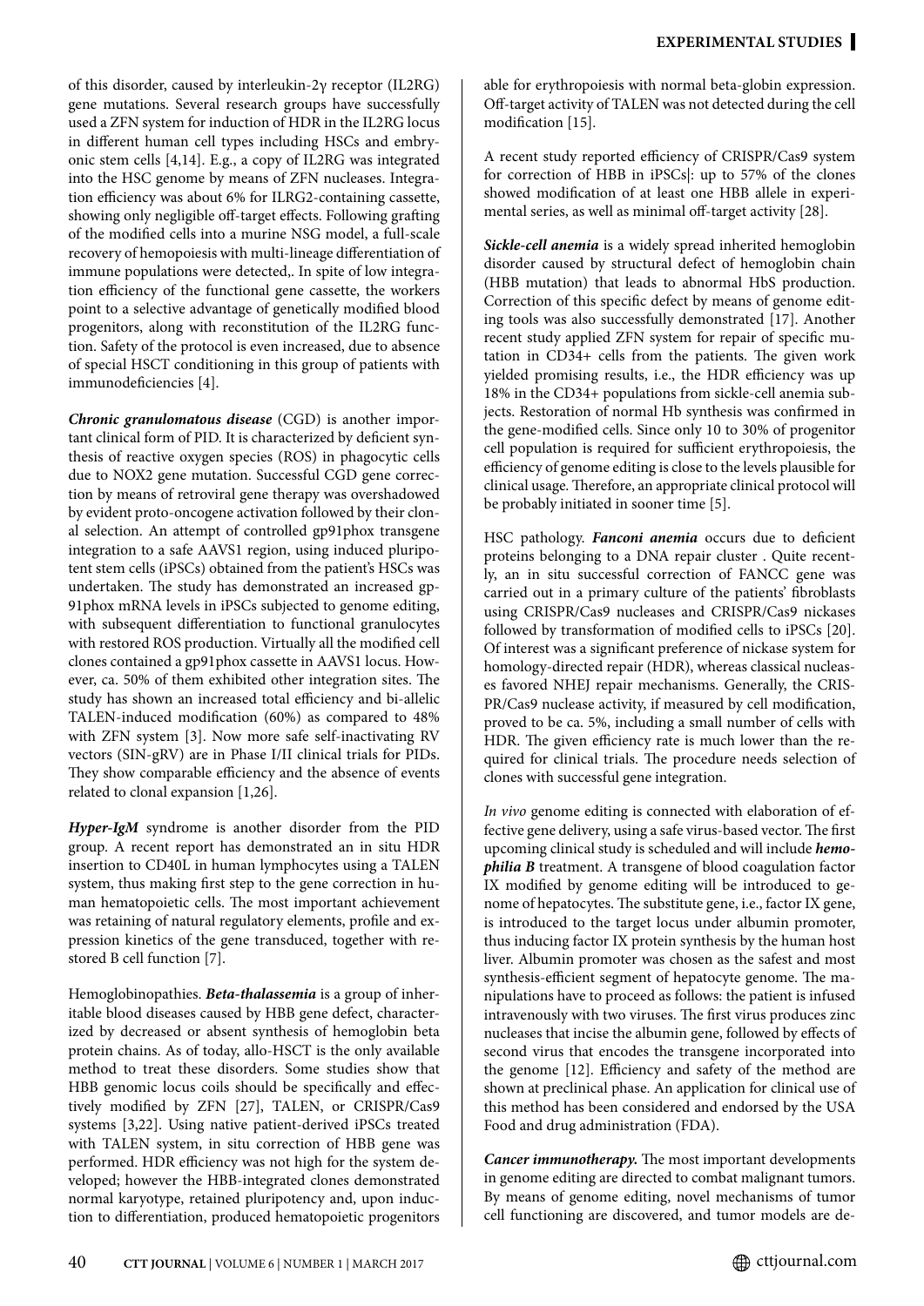of this disorder, caused by interleukin-2γ receptor (IL2RG) gene mutations. Several research groups have successfully used a ZFN system for induction of HDR in the IL2RG locus in different human cell types including HSCs and embryonic stem cells [4,14]. E.g., a copy of IL2RG was integrated into the HSC genome by means of ZFN nucleases. Integration efficiency was about 6% for ILRG2-containing cassette, showing only negligible off-target effects. Following grafting of the modified cells into a murine NSG model, a full-scale recovery of hemopoiesis with multi-lineage differentiation of immune populations were detected,. In spite of low integration efficiency of the functional gene cassette, the workers point to a selective advantage of genetically modified blood progenitors, along with reconstitution of the IL2RG function. Safety of the protocol is even increased, due to absence of special HSCT conditioning in this group of patients with immunodeficiencies [4].

***Chronic granulomatous disease*** (CGD) is another important clinical form of PID. It is characterized by deficient synthesis of reactive oxygen species (ROS) in phagocytic cells due to NOX2 gene mutation. Successful CGD gene correction by means of retroviral gene therapy was overshadowed by evident proto-oncogene activation followed by their clonal selection. An attempt of controlled gp91phox transgene integration to a safe AAVS1 region, using induced pluripotent stem cells (iPSCs) obtained from the patient's HSCs was undertaken. The study has demonstrated an increased gp-91phox mRNA levels in iPSCs subjected to genome editing, with subsequent differentiation to functional granulocytes with restored ROS production. Virtually all the modified cell clones contained a gp91phox cassette in AAVS1 locus. However, ca. 50% of them exhibited other integration sites. The study has shown an increased total efficiency and bi-allelic TALEN-induced modification (60%) as compared to 48% with ZFN system [3]. Now more safe self-inactivating RV vectors (SIN-gRV) are in Phase I/II clinical trials for PIDs. They show comparable efficiency and the absence of events related to clonal expansion [1,26].

***Hyper-IgM*** syndrome is another disorder from the PID group. A recent report has demonstrated an in situ HDR insertion to CD40L in human lymphocytes using a TALEN system, thus making first step to the gene correction in human hematopoietic cells. The most important achievement was retaining of natural regulatory elements, profile and expression kinetics of the gene transduced, together with restored B cell function [7].

Hemoglobinopathies. ***Beta-thalassemia*** is a group of inheritable blood diseases caused by HBB gene defect, characterized by decreased or absent synthesis of hemoglobin beta protein chains. As of today, allo-HSCT is the only available method to treat these disorders. Some studies show that HBB genomic locus coils should be specifically and effectively modified by ZFN [27], TALEN, or CRISPR/Cas9 systems [3,22]. Using native patient-derived iPSCs treated with TALEN system, in situ correction of HBB gene was performed. HDR efficiency was not high for the system developed; however the HBB-integrated clones demonstrated normal karyotype, retained pluripotency and, upon induction to differentiation, produced hematopoietic progenitors able for erythropoiesis with normal beta-globin expression. Off-target activity of TALEN was not detected during the cell modification [15].

A recent study reported efficiency of CRISPR/Cas9 system for correction of HBB in iPSCs|: up to 57% of the clones showed modification of at least one HBB allele in experimental series, as well as minimal off-target activity [28].

***Sickle-cell anemia*** is a widely spread inherited hemoglobin disorder caused by structural defect of hemoglobin chain (HBB mutation) that leads to abnormal HbS production. Correction of this specific defect by means of genome editing tools was also successfully demonstrated [17]. Another recent study applied ZFN system for repair of specific mutation in CD34+ cells from the patients. The given work yielded promising results, i.e., the HDR efficiency was up 18% in the CD34+ populations from sickle-cell anemia subjects. Restoration of normal Hb synthesis was confirmed in the gene-modified cells. Since only 10 to 30% of progenitor cell population is required for sufficient erythropoiesis, the efficiency of genome editing is close to the levels plausible for clinical usage. Therefore, an appropriate clinical protocol will be probably initiated in sooner time [5].

HSC pathology. ***Fanconi anemia*** occurs due to deficient proteins belonging to a DNA repair cluster . Quite recently, an in situ successful correction of FANCC gene was carried out in a primary culture of the patients' fibroblasts using CRISPR/Cas9 nucleases and CRISPR/Cas9 nickases followed by transformation of modified cells to iPSCs [20]. Of interest was a significant preference of nickase system for homology-directed repair (HDR), whereas classical nucleases favored NHEJ repair mechanisms. Generally, the CRISPR/Cas9 nuclease activity, if measured by cell modification, proved to be ca. 5%, including a small number of cells with HDR. The given efficiency rate is much lower than the required for clinical trials. The procedure needs selection of clones with successful gene integration.

*In vivo* genome editing is connected with elaboration of effective gene delivery, using a safe virus-based vector. The first upcoming clinical study is scheduled and will include ***hemophilia B*** treatment. A transgene of blood coagulation factor IX modified by genome editing will be introduced to genome of hepatocytes. The substitute gene, i.e., factor IX gene, is introduced to the target locus under albumin promoter, thus inducing factor IX protein synthesis by the human host liver. Albumin promoter was chosen as the safest and most synthesis-efficient segment of hepatocyte genome. The manipulations have to proceed as follows: the patient is infused intravenously with two viruses. The first virus produces zinc nucleases that incise the albumin gene, followed by effects of second virus that encodes the transgene incorporated into the genome [12]. Efficiency and safety of the method are shown at preclinical phase. An application for clinical use of this method has been considered and endorsed by the USA Food and drug administration (FDA).

***Cancer immunotherapy.*** The most important developments in genome editing are directed to combat malignant tumors. By means of genome editing, novel mechanisms of tumor cell functioning are discovered, and tumor models are de-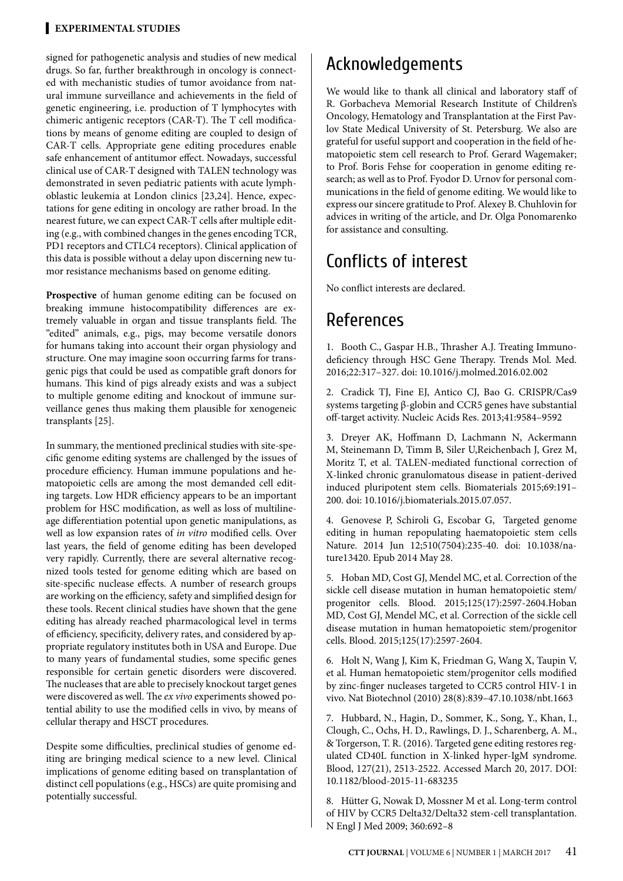signed for pathogenetic analysis and studies of new medical drugs. So far, further breakthrough in oncology is connected with mechanistic studies of tumor avoidance from natural immune surveillance and achievements in the field of genetic engineering, i.e. production of T lymphocytes with chimeric antigenic receptors (CAR-T). The T cell modifications by means of genome editing are coupled to design of CAR-T cells. Appropriate gene editing procedures enable safe enhancement of antitumor effect. Nowadays, successful clinical use of CAR-T designed with TALEN technology was demonstrated in seven pediatric patients with acute lymphoblastic leukemia at London clinics [23,24]. Hence, expectations for gene editing in oncology are rather broad. In the nearest future, we can expect CAR-T cells after multiple editing (e.g., with combined changes in the genes encoding TCR, PD1 receptors and CTLC4 receptors). Clinical application of this data is possible without a delay upon discerning new tumor resistance mechanisms based on genome editing.

**Prospective** of human genome editing can be focused on breaking immune histocompatibility differences are extremely valuable in organ and tissue transplants field. The "edited" animals, e.g., pigs, may become versatile donors for humans taking into account their organ physiology and structure. One may imagine soon occurring farms for transgenic pigs that could be used as compatible graft donors for humans. This kind of pigs already exists and was a subject to multiple genome editing and knockout of immune surveillance genes thus making them plausible for xenogeneic transplants [25].

In summary, the mentioned preclinical studies with site-specific genome editing systems are challenged by the issues of procedure efficiency. Human immune populations and hematopoietic cells are among the most demanded cell editing targets. Low HDR efficiency appears to be an important problem for HSC modification, as well as loss of multilineage differentiation potential upon genetic manipulations, as well as low expansion rates of *in vitro* modified cells. Over last years, the field of genome editing has been developed very rapidly. Currently, there are several alternative recognized tools tested for genome editing which are based on site-specific nuclease effects. A number of research groups are working on the efficiency, safety and simplified design for these tools. Recent clinical studies have shown that the gene editing has already reached pharmacological level in terms of efficiency, specificity, delivery rates, and considered by appropriate regulatory institutes both in USA and Europe. Due to many years of fundamental studies, some specific genes responsible for certain genetic disorders were discovered. The nucleases that are able to precisely knockout target genes were discovered as well. The *ex vivo* experiments showed potential ability to use the modified cells in vivo, by means of cellular therapy and HSCT procedures.

Despite some difficulties, preclinical studies of genome editing are bringing medical science to a new level. Clinical implications of genome editing based on transplantation of distinct cell populations (e.g., HSCs) are quite promising and potentially successful.

# Acknowledgements

We would like to thank all clinical and laboratory staff of R. Gorbacheva Memorial Research Institute of Children's Oncology, Hematology and Transplantation at the First Pavlov State Medical University of St. Petersburg. We also are grateful for useful support and cooperation in the field of hematopoietic stem cell research to Prof. Gerard Wagemaker; to Prof. Boris Fehse for cooperation in genome editing research; as well as to Prof. Fyodor D. Urnov for personal communications in the field of genome editing. We would like to express our sincere gratitude to Prof. Alexey B. Chuhlovin for advices in writing of the article, and Dr. Olga Ponomarenko for assistance and consulting.

# Conflicts of interest

No conflict interests are declared.

# References

1. Booth C., Gaspar H.B., Thrasher A.J. Treating Immunodeficiency through HSC Gene Therapy. Trends Mol. Med. 2016;22:317–327. doi: 10.1016/j.molmed.2016.02.002

2. Cradick TJ, Fine EJ, Antico CJ, Bao G. CRISPR/Cas9 systems targeting β-globin and CCR5 genes have substantial off-target activity. Nucleic Acids Res. 2013;41:9584–9592

3. Dreyer AK, Hoffmann D, Lachmann N, Ackermann M, Steinemann D, Timm B, Siler U,Reichenbach J, Grez M, Moritz T, et al. TALEN-mediated functional correction of X-linked chronic granulomatous disease in patient-derived induced pluripotent stem cells. Biomaterials 2015;69:191–200. doi: 10.1016/j.biomaterials.2015.07.057.

4. Genovese P, Schiroli G, Escobar G, Targeted genome editing in human repopulating haematopoietic stem cells Nature. 2014 Jun 12;510(7504):235-40. doi: 10.1038/nature13420. Epub 2014 May 28.

5. Hoban MD, Cost GJ, Mendel MC, et al. Correction of the sickle cell disease mutation in human hematopoietic stem/progenitor cells. Blood. 2015;125(17):2597-2604.Hoban MD, Cost GJ, Mendel MC, et al. Correction of the sickle cell disease mutation in human hematopoietic stem/progenitor cells. Blood. 2015;125(17):2597-2604.

6. Holt N, Wang J, Kim K, Friedman G, Wang X, Taupin V, et al. Human hematopoietic stem/progenitor cells modified by zinc-finger nucleases targeted to CCR5 control HIV-1 in vivo. Nat Biotechnol (2010) 28(8):839–47.10.1038/nbt.1663

7. Hubbard, N., Hagin, D., Sommer, K., Song, Y., Khan, I., Clough, C., Ochs, H. D., Rawlings, D. J., Scharenberg, A. M., & Torgerson, T. R. (2016). Targeted gene editing restores regulated CD40L function in X-linked hyper-IgM syndrome. Blood, 127(21), 2513-2522. Accessed March 20, 2017. DOI: 10.1182/blood-2015-11-683235

8. Hütter G, Nowak D, Mossner M et al. Long-term control of HIV by CCR5 Delta32/Delta32 stem-cell transplantation. N Engl J Med 2009; 360:692–8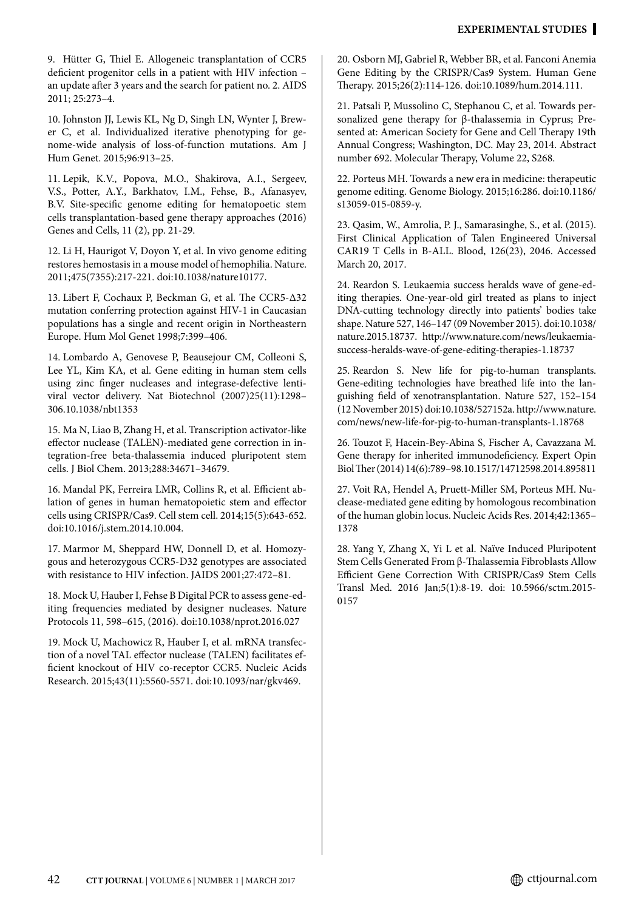9. Hütter G, Thiel E. Allogeneic transplantation of CCR5 deficient progenitor cells in a patient with HIV infection – an update after 3 years and the search for patient no. 2. AIDS 2011; 25:273–4.

10. Johnston JJ, Lewis KL, Ng D, Singh LN, Wynter J, Brewer C, et al. Individualized iterative phenotyping for genome-wide analysis of loss-of-function mutations. Am J Hum Genet. 2015;96:913–25.

11. Lepik, K.V., Popova, M.O., Shakirova, A.I., Sergeev, V.S., Potter, A.Y., Barkhatov, I.M., Fehse, B., Afanasyev, B.V. Site-specific genome editing for hematopoetic stem cells transplantation-based gene therapy approaches (2016) Genes and Cells, 11 (2), pp. 21-29.

12. Li H, Haurigot V, Doyon Y, et al. In vivo genome editing restores hemostasis in a mouse model of hemophilia. Nature. 2011;475(7355):217-221. doi:10.1038/nature10177.

13. Libert F, Cochaux P, Beckman G, et al. The CCR5-Δ32 mutation conferring protection against HIV-1 in Caucasian populations has a single and recent origin in Northeastern Europe. Hum Mol Genet 1998;7:399–406.

14. Lombardo A, Genovese P, Beausejour CM, Colleoni S, Lee YL, Kim KA, et al. Gene editing in human stem cells using zinc finger nucleases and integrase-defective lentiviral vector delivery. Nat Biotechnol (2007)25(11):1298–306.10.1038/nbt1353

15. Ma N, Liao B, Zhang H, et al. Transcription activator-like effector nuclease (TALEN)-mediated gene correction in integration-free beta-thalassemia induced pluripotent stem cells. J Biol Chem. 2013;288:34671–34679.

16. Mandal PK, Ferreira LMR, Collins R, et al. Efficient ablation of genes in human hematopoietic stem and effector cells using CRISPR/Cas9. Cell stem cell. 2014;15(5):643-652. doi:10.1016/j.stem.2014.10.004.

17. Marmor M, Sheppard HW, Donnell D, et al. Homozygous and heterozygous CCR5-D32 genotypes are associated with resistance to HIV infection. JAIDS 2001;27:472–81.

18. Mock U, Hauber I, Fehse B Digital PCR to assess gene-editing frequencies mediated by designer nucleases. Nature Protocols 11, 598–615, (2016). doi:10.1038/nprot.2016.027

19. Mock U, Machowicz R, Hauber I, et al. mRNA transfection of a novel TAL effector nuclease (TALEN) facilitates efficient knockout of HIV co-receptor CCR5. Nucleic Acids Research. 2015;43(11):5560-5571. doi:10.1093/nar/gkv469.

20. Osborn MJ, Gabriel R, Webber BR, et al. Fanconi Anemia Gene Editing by the CRISPR/Cas9 System. Human Gene Therapy. 2015;26(2):114-126. doi:10.1089/hum.2014.111.

21. Patsali P, Mussolino C, Stephanou C, et al. Towards personalized gene therapy for β-thalassemia in Cyprus; Presented at: American Society for Gene and Cell Therapy 19th Annual Congress; Washington, DC. May 23, 2014. Abstract number 692. Molecular Therapy, Volume 22, S268.

22. Porteus MH. Towards a new era in medicine: therapeutic genome editing. Genome Biology. 2015;16:286. doi:10.1186/s13059-015-0859-y.

23. Qasim, W., Amrolia, P. J., Samarasinghe, S., et al. (2015). First Clinical Application of Talen Engineered Universal CAR19 T Cells in B-ALL. Blood, 126(23), 2046. Accessed March 20, 2017.

24. Reardon S. Leukaemia success heralds wave of gene-editing therapies. One-year-old girl treated as plans to inject DNA-cutting technology directly into patients' bodies take shape. Nature 527, 146–147 (09 November 2015). doi:10.1038/nature.2015.18737. http://www.nature.com/news/leukaemia-success-heralds-wave-of-gene-editing-therapies-1.18737

25. Reardon S. New life for pig-to-human transplants. Gene-editing technologies have breathed life into the languishing field of xenotransplantation. Nature 527, 152–154 (12 November 2015) doi:10.1038/527152a. http://www.nature.com/news/new-life-for-pig-to-human-transplants-1.18768

26. Touzot F, Hacein-Bey-Abina S, Fischer A, Cavazzana M. Gene therapy for inherited immunodeficiency. Expert Opin Biol Ther (2014) 14(6):789–98.10.1517/14712598.2014.895811

27. Voit RA, Hendel A, Pruett-Miller SM, Porteus MH. Nuclease-mediated gene editing by homologous recombination of the human globin locus. Nucleic Acids Res. 2014;42:1365–1378

28. Yang Y, Zhang X, Yi L et al. Naïve Induced Pluripotent Stem Cells Generated From β-Thalassemia Fibroblasts Allow Efficient Gene Correction With CRISPR/Cas9 Stem Cells Transl Med. 2016 Jan;5(1):8-19. doi: 10.5966/sctm.2015-0157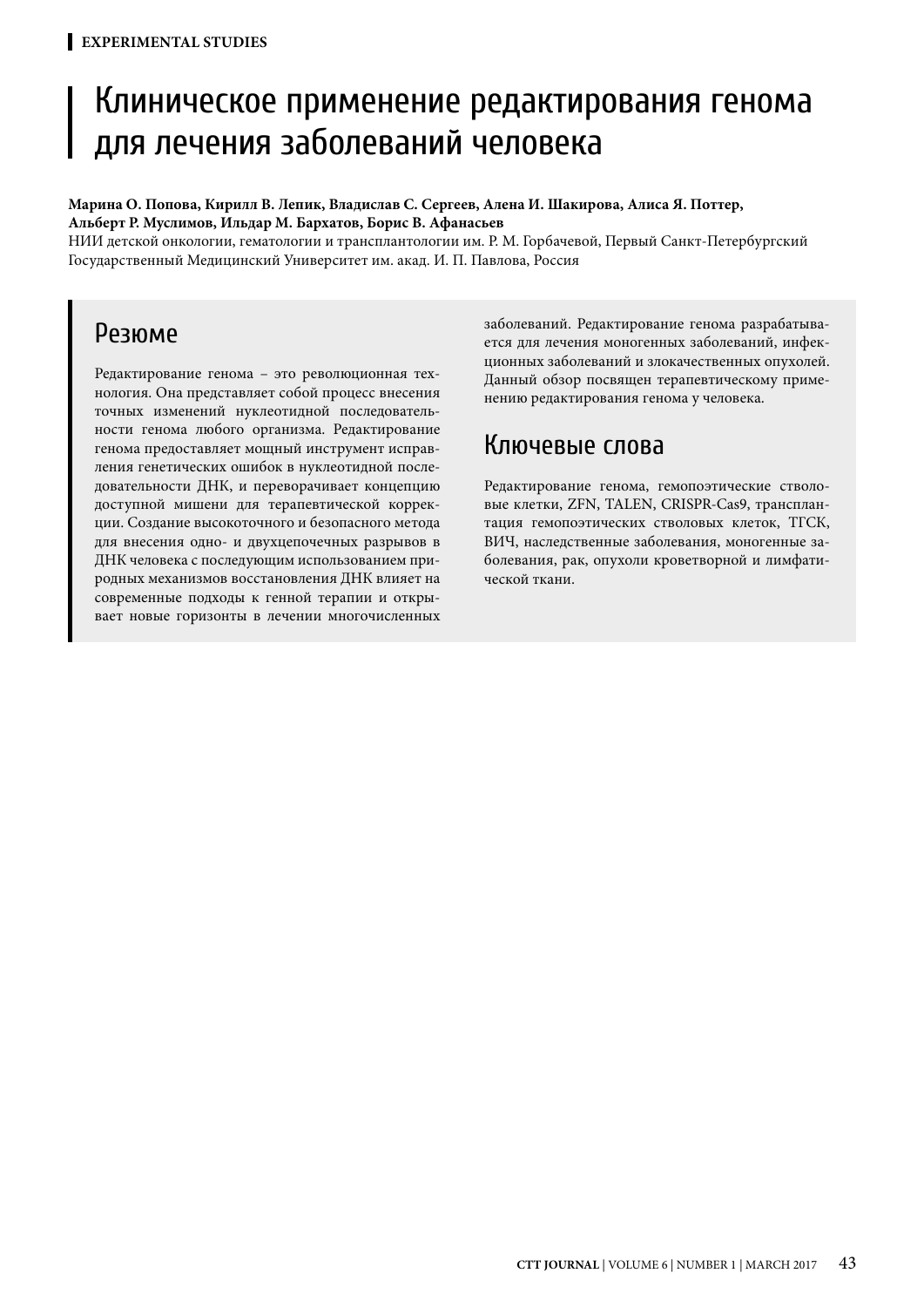EXPERIMENTAL STUDIES

# Клиническое применение редактирования генома для лечения заболеваний человека

**Марина О. Попова, Кирилл В. Лепик, Владислав С. Сергеев, Алена И. Шакирова, Алиса Я. Поттер, Альберт Р. Муслимов, Ильдар М. Бархатов, Борис В. Афанасьев**

НИИ детской онкологии, гематологии и трансплантологии им. Р. М. Горбачевой, Первый Санкт-Петербургский Государственный Медицинский Университет им. акад. И. П. Павлова, Россия

## Резюме

Редактирование генома – это революционная технология. Она представляет собой процесс внесения точных изменений нуклеотидной последовательности генома любого организма. Редактирование генома предоставляет мощный инструмент исправления генетических ошибок в нуклеотидной последовательности ДНК, и переворачивает концепцию доступной мишени для терапевтической коррекции. Создание высокоточного и безопасного метода для внесения одно- и двухцепочечных разрывов в ДНК человека с последующим использованием природных механизмов восстановления ДНК влияет на современные подходы к генной терапии и открывает новые горизонты в лечении многочисленных заболеваний. Редактирование генома разрабатывается для лечения моногенных заболеваний, инфекционных заболеваний и злокачественных опухолей. Данный обзор посвящен терапевтическому применению редактирования генома у человека.

## Ключевые слова

Редактирование генома, гемопоэтические стволовые клетки, ZFN, TALEN, CRISPR-Cas9, трансплантация гемопоэтических стволовых клеток, ТГСК, ВИЧ, наследственные заболевания, моногенные заболевания, рак, опухоли кроветворной и лимфатической ткани.